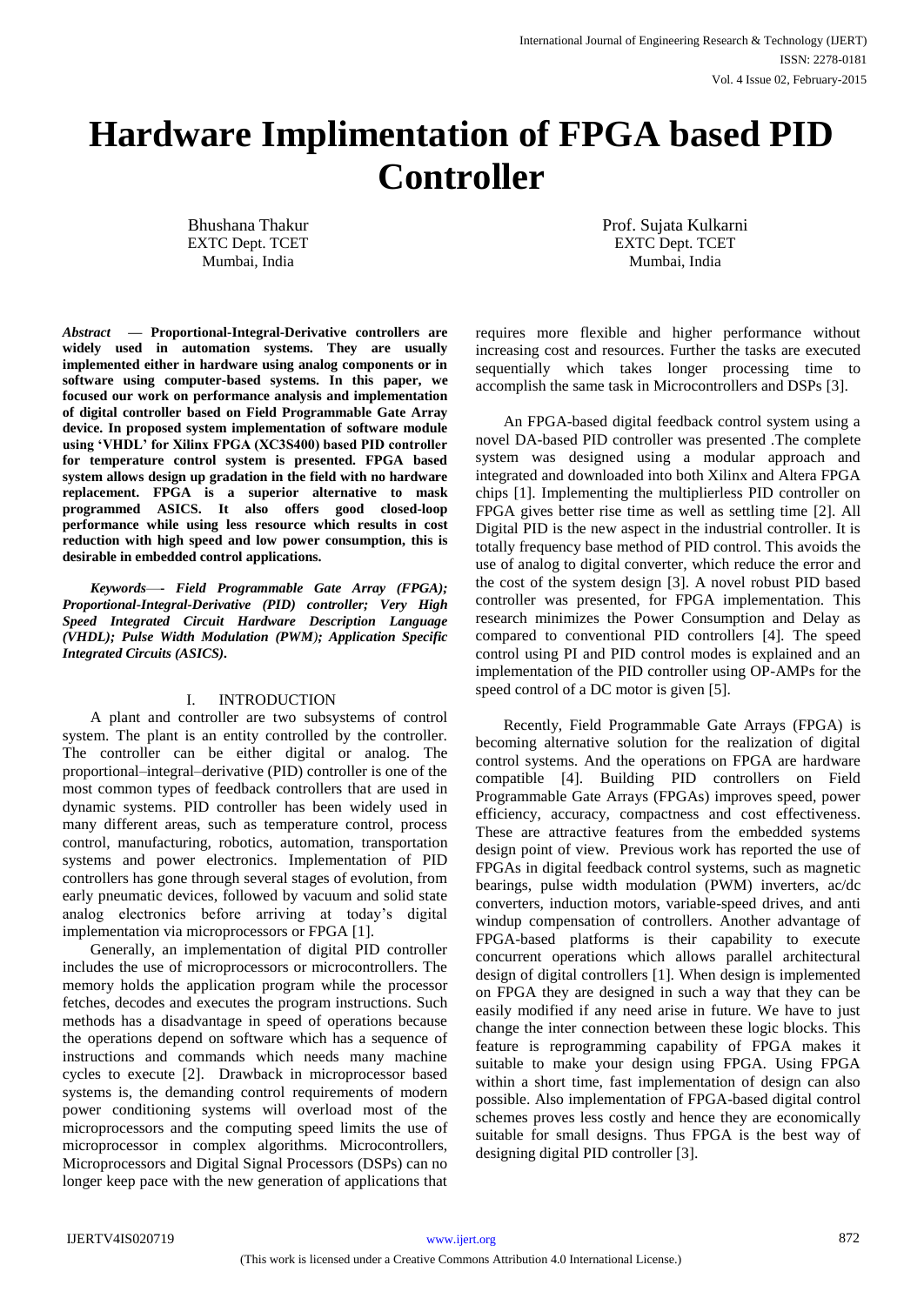# Hardware Implimentation of FPGA based PID Controller

Bhushana Thakur
EXTC Dept. TCET
Mumbai, India

Prof. Sujata Kulkarni
EXTC Dept. TCET
Mumbai, India

***Abstract*** **— Proportional-Integral-Derivative controllers are widely used in automation systems. They are usually implemented either in hardware using analog components or in software using computer-based systems. In this paper, we focused our work on performance analysis and implementation of digital controller based on Field Programmable Gate Array device. In proposed system implementation of software module using 'VHDL' for Xilinx FPGA (XC3S400) based PID controller for temperature control system is presented. FPGA based system allows design up gradation in the field with no hardware replacement. FPGA is a superior alternative to mask programmed ASICS. It also offers good closed-loop performance while using less resource which results in cost reduction with high speed and low power consumption, this is desirable in embedded control applications.**

***Keywords—- Field Programmable Gate Array (FPGA); Proportional-Integral-Derivative (PID) controller; Very High Speed Integrated Circuit Hardware Description Language (VHDL); Pulse Width Modulation (PWM); Application Specific Integrated Circuits (ASICS).***

## I. INTRODUCTION

A plant and controller are two subsystems of control system. The plant is an entity controlled by the controller. The controller can be either digital or analog. The proportional–integral–derivative (PID) controller is one of the most common types of feedback controllers that are used in dynamic systems. PID controller has been widely used in many different areas, such as temperature control, process control, manufacturing, robotics, automation, transportation systems and power electronics. Implementation of PID controllers has gone through several stages of evolution, from early pneumatic devices, followed by vacuum and solid state analog electronics before arriving at today's digital implementation via microprocessors or FPGA [1].

Generally, an implementation of digital PID controller includes the use of microprocessors or microcontrollers. The memory holds the application program while the processor fetches, decodes and executes the program instructions. Such methods has a disadvantage in speed of operations because the operations depend on software which has a sequence of instructions and commands which needs many machine cycles to execute [2]. Drawback in microprocessor based systems is, the demanding control requirements of modern power conditioning systems will overload most of the microprocessors and the computing speed limits the use of microprocessor in complex algorithms. Microcontrollers, Microprocessors and Digital Signal Processors (DSPs) can no longer keep pace with the new generation of applications that requires more flexible and higher performance without increasing cost and resources. Further the tasks are executed sequentially which takes longer processing time to accomplish the same task in Microcontrollers and DSPs [3].

An FPGA-based digital feedback control system using a novel DA-based PID controller was presented .The complete system was designed using a modular approach and integrated and downloaded into both Xilinx and Altera FPGA chips [1]. Implementing the multiplierless PID controller on FPGA gives better rise time as well as settling time [2]. All Digital PID is the new aspect in the industrial controller. It is totally frequency base method of PID control. This avoids the use of analog to digital converter, which reduce the error and the cost of the system design [3]. A novel robust PID based controller was presented, for FPGA implementation. This research minimizes the Power Consumption and Delay as compared to conventional PID controllers [4]. The speed control using PI and PID control modes is explained and an implementation of the PID controller using OP-AMPs for the speed control of a DC motor is given [5].

Recently, Field Programmable Gate Arrays (FPGA) is becoming alternative solution for the realization of digital control systems. And the operations on FPGA are hardware compatible [4]. Building PID controllers on Field Programmable Gate Arrays (FPGAs) improves speed, power efficiency, accuracy, compactness and cost effectiveness. These are attractive features from the embedded systems design point of view. Previous work has reported the use of FPGAs in digital feedback control systems, such as magnetic bearings, pulse width modulation (PWM) inverters, ac/dc converters, induction motors, variable-speed drives, and anti windup compensation of controllers. Another advantage of FPGA-based platforms is their capability to execute concurrent operations which allows parallel architectural design of digital controllers [1]. When design is implemented on FPGA they are designed in such a way that they can be easily modified if any need arise in future. We have to just change the inter connection between these logic blocks. This feature is reprogramming capability of FPGA makes it suitable to make your design using FPGA. Using FPGA within a short time, fast implementation of design can also possible. Also implementation of FPGA-based digital control schemes proves less costly and hence they are economically suitable for small designs. Thus FPGA is the best way of designing digital PID controller [3].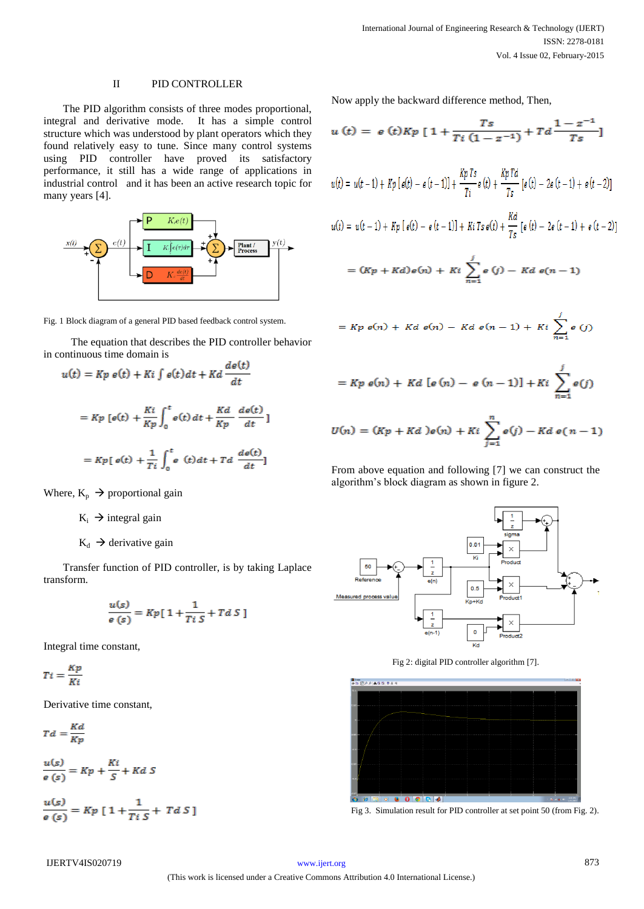## II PID CONTROLLER

The PID algorithm consists of three modes proportional, integral and derivative mode. It has a simple control structure which was understood by plant operators which they found relatively easy to tune. Since many control systems using PID controller have proved its satisfactory performance, it still has a wide range of applications in industrial control and it has been an active research topic for many years [4].

Fig. 1 Block diagram of a general PID based feedback control system.

The equation that describes the PID controller behavior in continuous time domain is

$$u(t) = Kp\, e(t) + Ki \int e(t)dt + Kd \frac{de(t)}{dt}$$

$$= Kp\,[e(t) + \frac{Ki}{Kp}\int_0^t e(t)\,dt + \frac{Kd}{Kp}\frac{de(t)}{dt}]$$

$$= Kp[\,e(t) + \frac{1}{Ti}\int_0^t e\ (t)dt + Td\frac{de(t)}{dt}]$$

Where, $K_p$ → proportional gain

$K_i$ → integral gain

$K_d$ → derivative gain

Transfer function of PID controller, is by taking Laplace transform.

$$\frac{u(s)}{e\,(s)} = Kp[\,1 + \frac{1}{Ti\,S} + Td\,S\,]$$

Integral time constant,

$$Ti = \frac{Kp}{Ki}$$

Derivative time constant,

$$Td = \frac{Kd}{Kp}$$

$$\frac{u(s)}{e\,(s)} = Kp + \frac{Ki}{S} + Kd\,S$$

$$\frac{u(s)}{e\,(s)} = Kp\,[\,1 + \frac{1}{Ti\,S} + Td\,S\,]$$

Now apply the backward difference method, Then,

$$u\,(t) = e\,(t)Kp\,[\,1 + \frac{Ts}{Ti\,(1-z^{-1})} + Td\frac{1-z^{-1}}{Ts}]$$

$$u(t) = u(t-1) + Kp\,[e(t) - e(t-1)] + \frac{Kp\,Ts}{Ti}e(t) + \frac{Kp\,Td}{Ts}[e(t) - 2e(t-1) + e(t-2)]$$

$$u(t) = u(t-1) + Kp\,[e(t) - e(t-1)] + Ki\,Ts\,e(t) + \frac{Kd}{Ts}[e(t) - 2e(t-1) + e(t-2)]$$

$$= (Kp + Kd)e(n) + Ki\sum_{n=1}^{j} e\,(j) - Kd\ e(n-1)$$

$$= Kp\ e(n) + Kd\ e(n) - Kd\ e(n-1) + Ki\sum_{n=1}^{j} e\,(j)$$

$$= Kp\ e(n) + Kd\ [e\,(n) - e\,(n-1)] + Ki\sum_{n=1}^{j} e(j)$$

$$U(n) = (Kp + Kd\,)e(n) + Ki\sum_{j=1}^{n} e(j) - Kd\ e(n-1)$$

From above equation and following [7] we can construct the algorithm's block diagram as shown in figure 2.

Fig 2: digital PID controller algorithm [7].

Fig 3. Simulation result for PID controller at set point 50 (from Fig. 2).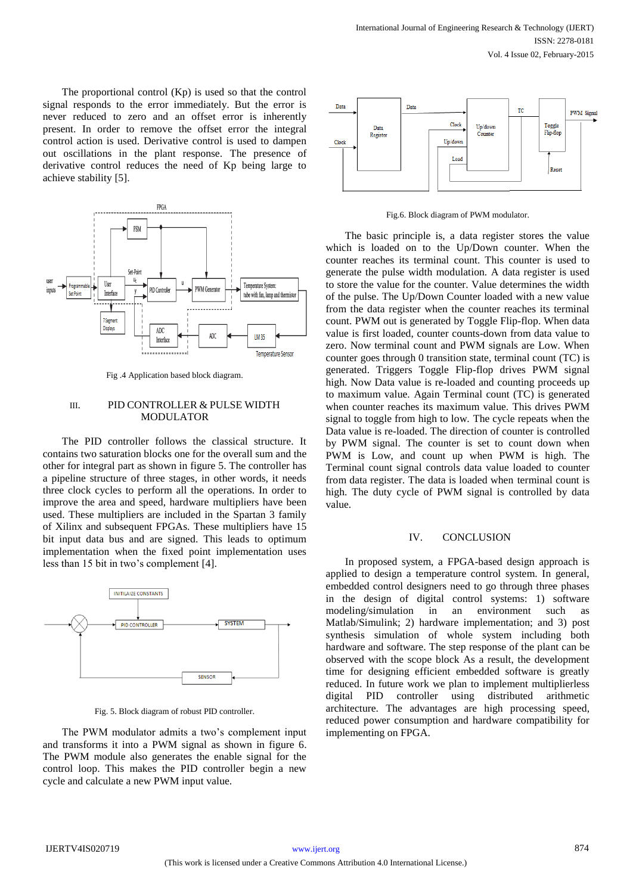The proportional control (Kp) is used so that the control signal responds to the error immediately. But the error is never reduced to zero and an offset error is inherently present. In order to remove the offset error the integral control action is used. Derivative control is used to dampen out oscillations in the plant response. The presence of derivative control reduces the need of Kp being large to achieve stability [5].

Fig .4 Application based block diagram.

## III. PID CONTROLLER & PULSE WIDTH MODULATOR

The PID controller follows the classical structure. It contains two saturation blocks one for the overall sum and the other for integral part as shown in figure 5. The controller has a pipeline structure of three stages, in other words, it needs three clock cycles to perform all the operations. In order to improve the area and speed, hardware multipliers have been used. These multipliers are included in the Spartan 3 family of Xilinx and subsequent FPGAs. These multipliers have 15 bit input data bus and are signed. This leads to optimum implementation when the fixed point implementation uses less than 15 bit in two's complement [4].

Fig. 5. Block diagram of robust PID controller.

The PWM modulator admits a two's complement input and transforms it into a PWM signal as shown in figure 6. The PWM module also generates the enable signal for the control loop. This makes the PID controller begin a new cycle and calculate a new PWM input value.

Fig.6. Block diagram of PWM modulator.

The basic principle is, a data register stores the value which is loaded on to the Up/Down counter. When the counter reaches its terminal count. This counter is used to generate the pulse width modulation. A data register is used to store the value for the counter. Value determines the width of the pulse. The Up/Down Counter loaded with a new value from the data register when the counter reaches its terminal count. PWM out is generated by Toggle Flip-flop. When data value is first loaded, counter counts-down from data value to zero. Now terminal count and PWM signals are Low. When counter goes through 0 transition state, terminal count (TC) is generated. Triggers Toggle Flip-flop drives PWM signal high. Now Data value is re-loaded and counting proceeds up to maximum value. Again Terminal count (TC) is generated when counter reaches its maximum value. This drives PWM signal to toggle from high to low. The cycle repeats when the Data value is re-loaded. The direction of counter is controlled by PWM signal. The counter is set to count down when PWM is Low, and count up when PWM is high. The Terminal count signal controls data value loaded to counter from data register. The data is loaded when terminal count is high. The duty cycle of PWM signal is controlled by data value.

## IV. CONCLUSION

In proposed system, a FPGA-based design approach is applied to design a temperature control system. In general, embedded control designers need to go through three phases in the design of digital control systems: 1) software modeling/simulation in an environment such as Matlab/Simulink; 2) hardware implementation; and 3) post synthesis simulation of whole system including both hardware and software. The step response of the plant can be observed with the scope block As a result, the development time for designing efficient embedded software is greatly reduced. In future work we plan to implement multiplierless digital PID controller using distributed arithmetic architecture. The advantages are high processing speed, reduced power consumption and hardware compatibility for implementing on FPGA.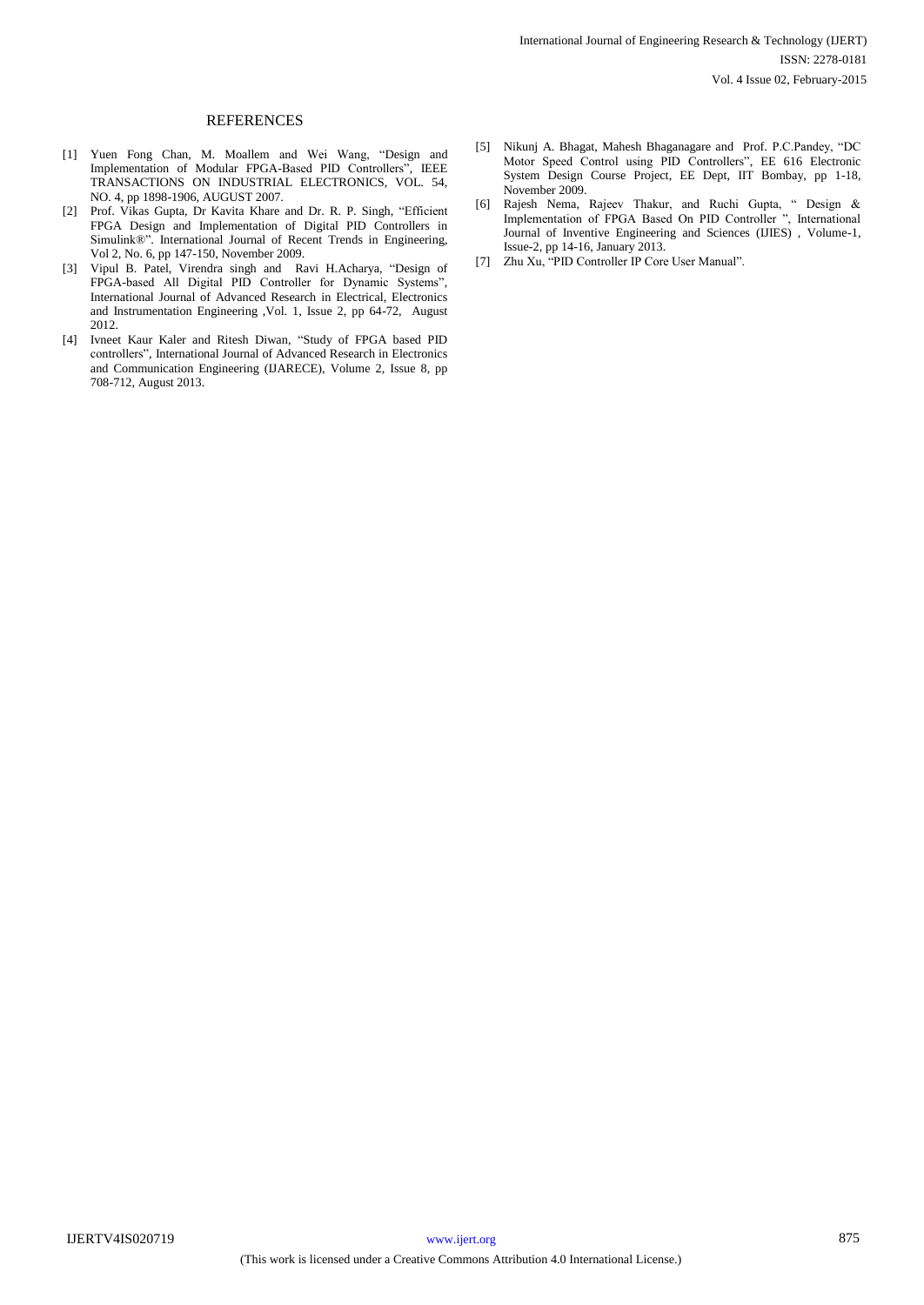## REFERENCES

[1] Yuen Fong Chan, M. Moallem and Wei Wang, "Design and Implementation of Modular FPGA-Based PID Controllers", IEEE TRANSACTIONS ON INDUSTRIAL ELECTRONICS, VOL. 54, NO. 4, pp 1898-1906, AUGUST 2007.

[2] Prof. Vikas Gupta, Dr Kavita Khare and Dr. R. P. Singh, "Efficient FPGA Design and Implementation of Digital PID Controllers in Simulink®". International Journal of Recent Trends in Engineering, Vol 2, No. 6, pp 147-150, November 2009.

[3] Vipul B. Patel, Virendra singh and Ravi H.Acharya, "Design of FPGA-based All Digital PID Controller for Dynamic Systems", International Journal of Advanced Research in Electrical, Electronics and Instrumentation Engineering ,Vol. 1, Issue 2, pp 64-72, August 2012.

[4] Ivneet Kaur Kaler and Ritesh Diwan, "Study of FPGA based PID controllers", International Journal of Advanced Research in Electronics and Communication Engineering (IJARECE), Volume 2, Issue 8, pp 708-712, August 2013.

[5] Nikunj A. Bhagat, Mahesh Bhaganagare and Prof. P.C.Pandey, "DC Motor Speed Control using PID Controllers", EE 616 Electronic System Design Course Project, EE Dept, IIT Bombay, pp 1-18, November 2009.

[6] Rajesh Nema, Rajeev Thakur, and Ruchi Gupta, " Design & Implementation of FPGA Based On PID Controller ", International Journal of Inventive Engineering and Sciences (IJIES) , Volume-1, Issue-2, pp 14-16, January 2013.

[7] Zhu Xu, "PID Controller IP Core User Manual".